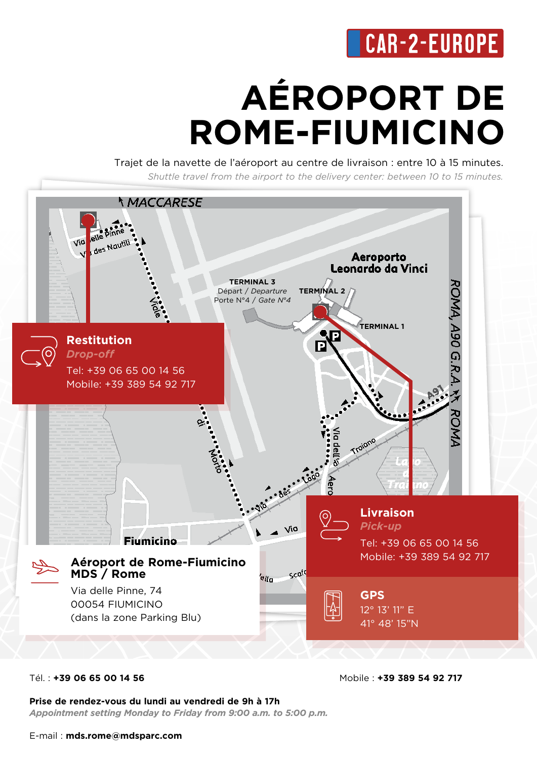CAR-2-EUROPE

# AÉROPORT DE ROME-FIUMICINO

Trajet de la navette de l'aéroport au centre de livraison : entre 10 à 15 minutes.

*Shuttle travel from the airport to the delivery center: between 10 to 15 minutes.*

MACCARESE

Aeroporto Leonardo da Vinci

TERMINAL 3
Départ / *Departure*
Porte N°4 / *Gate N°4*

TERMINAL 2

TERMINAL 1

ROMA, A90 G.R.A. ROMA

A91

Fiumicino

## Restitution

***Drop-off***

Tel: +39 06 65 00 14 56
Mobile: +39 389 54 92 717

## Livraison

***Pick-up***

Tel: +39 06 65 00 14 56
Mobile: +39 389 54 92 717

## Aéroport de Rome-Fiumicino MDS / Rome

Via delle Pinne, 74
00054 FIUMICINO
(dans la zone Parking Blu)

## GPS

12° 13' 11" E
41° 48' 15"N

Tél. : **+39 06 65 00 14 56**

Mobile : **+39 389 54 92 717**

**Prise de rendez-vous du lundi au vendredi de 9h à 17h**

***Appointment setting Monday to Friday from 9:00 a.m. to 5:00 p.m.***

E-mail : **mds.rome@mdsparc.com**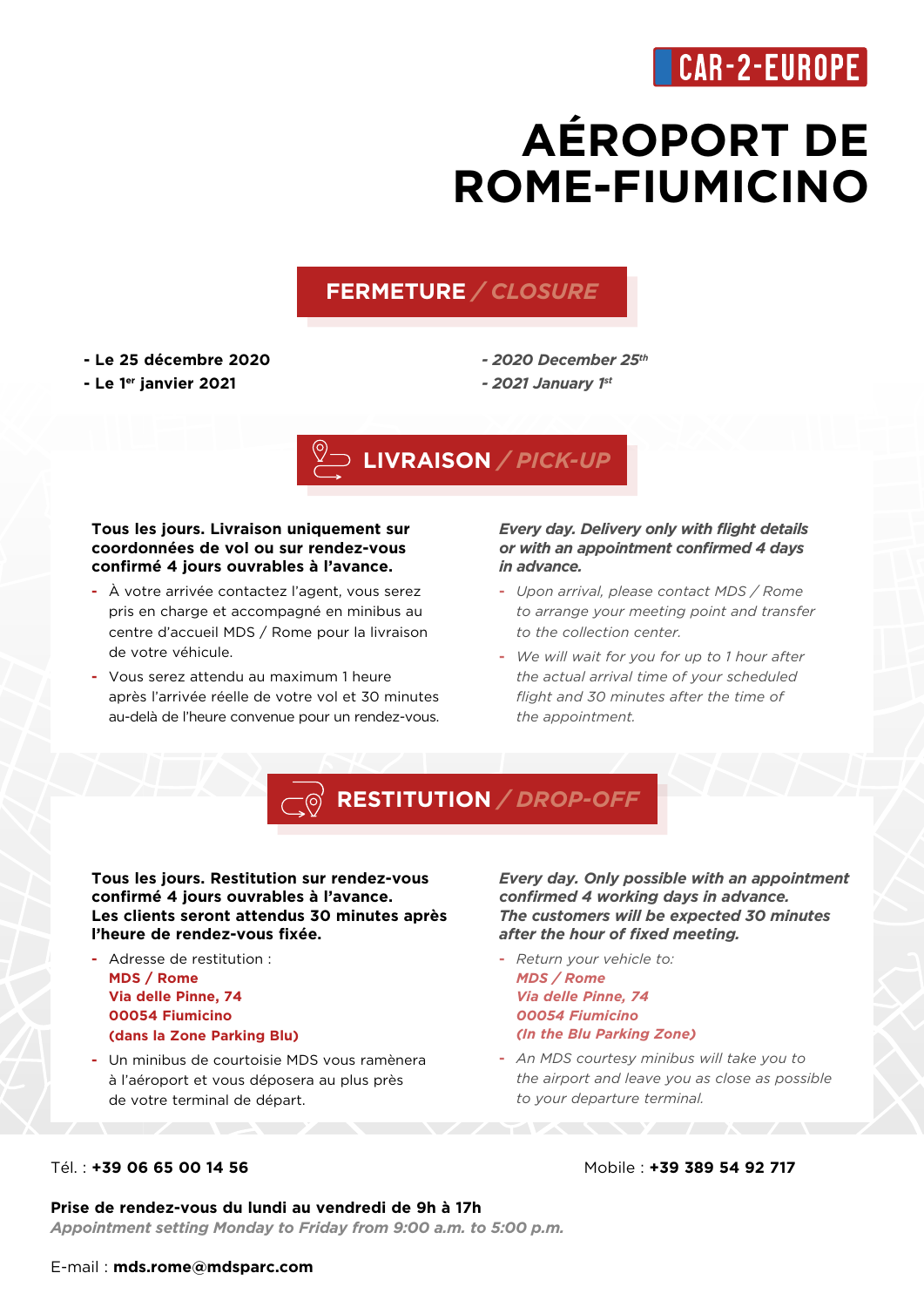CAR-2-EUROPE

# AÉROPORT DE ROME-FIUMICINO

## FERMETURE / *CLOSURE*

- **Le 25 décembre 2020**
- **Le 1er janvier 2021**

- ***2020 December 25th***
- ***2021 January 1st***

## LIVRAISON / *PICK-UP*

**Tous les jours. Livraison uniquement sur coordonnées de vol ou sur rendez-vous confirmé 4 jours ouvrables à l'avance.**

- À votre arrivée contactez l'agent, vous serez pris en charge et accompagné en minibus au centre d'accueil MDS / Rome pour la livraison de votre véhicule.
- Vous serez attendu au maximum 1 heure après l'arrivée réelle de votre vol et 30 minutes au-delà de l'heure convenue pour un rendez-vous.

***Every day. Delivery only with flight details or with an appointment confirmed 4 days in advance.***

- *Upon arrival, please contact MDS / Rome to arrange your meeting point and transfer to the collection center.*
- *We will wait for you for up to 1 hour after the actual arrival time of your scheduled flight and 30 minutes after the time of the appointment.*

## RESTITUTION / *DROP-OFF*

**Tous les jours. Restitution sur rendez-vous confirmé 4 jours ouvrables à l'avance.**
**Les clients seront attendus 30 minutes après l'heure de rendez-vous fixée.**

- Adresse de restitution :
  **MDS / Rome**
  **Via delle Pinne, 74**
  **00054 Fiumicino**
  **(dans la Zone Parking Blu)**
- Un minibus de courtoisie MDS vous ramènera à l'aéroport et vous déposera au plus près de votre terminal de départ.

***Every day. Only possible with an appointment confirmed 4 working days in advance.***
***The customers will be expected 30 minutes after the hour of fixed meeting.***

- *Return your vehicle to:*
  ***MDS / Rome***
  ***Via delle Pinne, 74***
  ***00054 Fiumicino***
  ***(In the Blu Parking Zone)***
- *An MDS courtesy minibus will take you to the airport and leave you as close as possible to your departure terminal.*

Tél. : **+39 06 65 00 14 56**

Mobile : **+39 389 54 92 717**

**Prise de rendez-vous du lundi au vendredi de 9h à 17h**
***Appointment setting Monday to Friday from 9:00 a.m. to 5:00 p.m.***

E-mail : **mds.rome@mdsparc.com**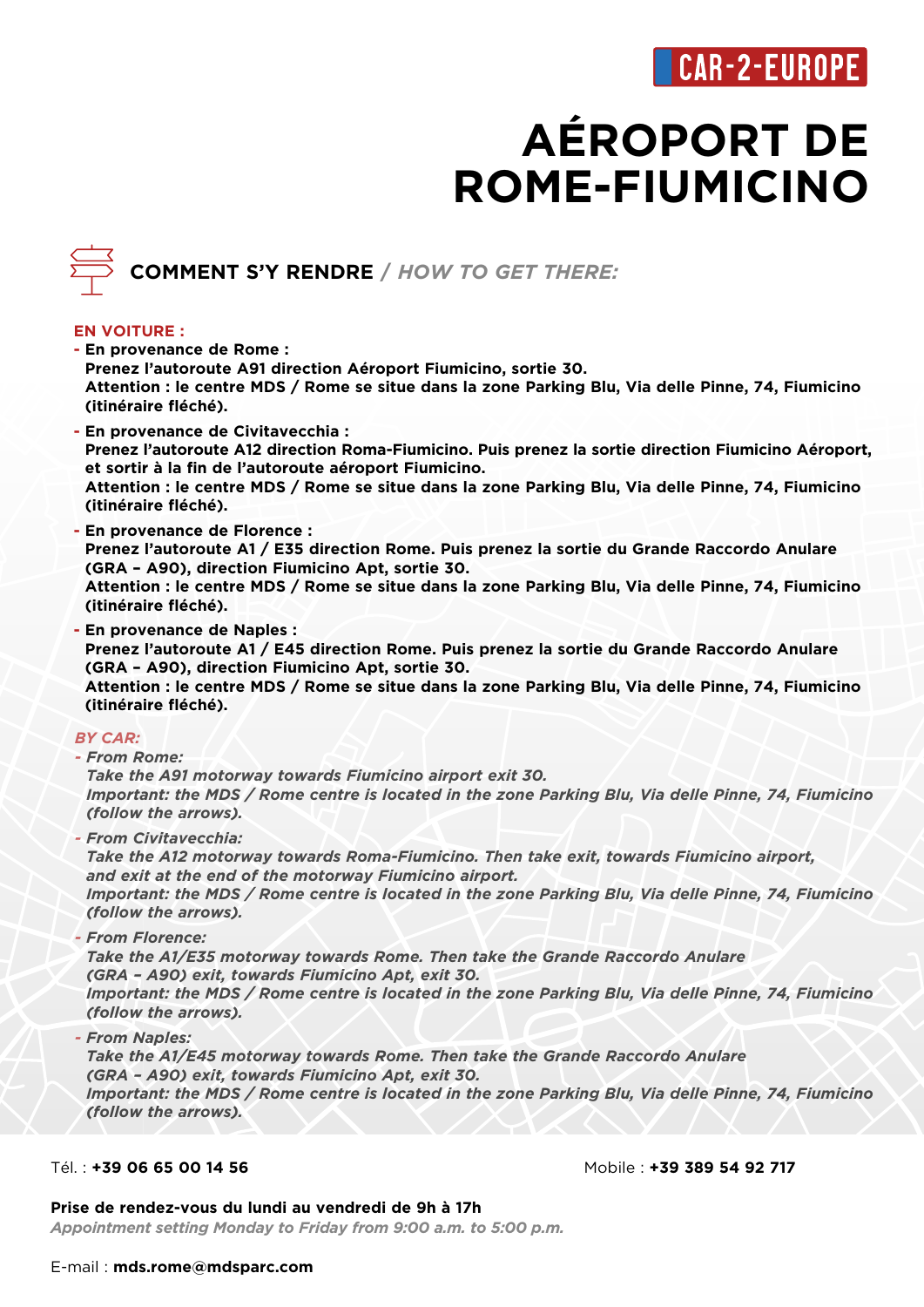CAR-2-EUROPE

# AÉROPORT DE ROME-FIUMICINO

## COMMENT S'Y RENDRE / *HOW TO GET THERE:*

**EN VOITURE :**

- **En provenance de Rome :**
  **Prenez l'autoroute A91 direction Aéroport Fiumicino, sortie 30.**
  **Attention : le centre MDS / Rome se situe dans la zone Parking Blu, Via delle Pinne, 74, Fiumicino (itinéraire fléché).**
- **En provenance de Civitavecchia :**
  **Prenez l'autoroute A12 direction Roma-Fiumicino. Puis prenez la sortie direction Fiumicino Aéroport, et sortir à la fin de l'autoroute aéroport Fiumicino.**
  **Attention : le centre MDS / Rome se situe dans la zone Parking Blu, Via delle Pinne, 74, Fiumicino (itinéraire fléché).**
- **En provenance de Florence :**
  **Prenez l'autoroute A1 / E35 direction Rome. Puis prenez la sortie du Grande Raccordo Anulare (GRA – A90), direction Fiumicino Apt, sortie 30.**
  **Attention : le centre MDS / Rome se situe dans la zone Parking Blu, Via delle Pinne, 74, Fiumicino (itinéraire fléché).**
- **En provenance de Naples :**
  **Prenez l'autoroute A1 / E45 direction Rome. Puis prenez la sortie du Grande Raccordo Anulare (GRA – A90), direction Fiumicino Apt, sortie 30.**
  **Attention : le centre MDS / Rome se situe dans la zone Parking Blu, Via delle Pinne, 74, Fiumicino (itinéraire fléché).**

***BY CAR:***

- ***From Rome:***
  ***Take the A91 motorway towards Fiumicino airport exit 30.***
  ***Important: the MDS / Rome centre is located in the zone Parking Blu, Via delle Pinne, 74, Fiumicino (follow the arrows).***
- ***From Civitavecchia:***
  ***Take the A12 motorway towards Roma-Fiumicino. Then take exit, towards Fiumicino airport, and exit at the end of the motorway Fiumicino airport.***
  ***Important: the MDS / Rome centre is located in the zone Parking Blu, Via delle Pinne, 74, Fiumicino (follow the arrows).***
- ***From Florence:***
  ***Take the A1/E35 motorway towards Rome. Then take the Grande Raccordo Anulare (GRA – A90) exit, towards Fiumicino Apt, exit 30.***
  ***Important: the MDS / Rome centre is located in the zone Parking Blu, Via delle Pinne, 74, Fiumicino (follow the arrows).***
- ***From Naples:***
  ***Take the A1/E45 motorway towards Rome. Then take the Grande Raccordo Anulare (GRA – A90) exit, towards Fiumicino Apt, exit 30.***
  ***Important: the MDS / Rome centre is located in the zone Parking Blu, Via delle Pinne, 74, Fiumicino (follow the arrows).***

Tél. : **+39 06 65 00 14 56**

Mobile : **+39 389 54 92 717**

**Prise de rendez-vous du lundi au vendredi de 9h à 17h**
***Appointment setting Monday to Friday from 9:00 a.m. to 5:00 p.m.***

E-mail : **mds.rome@mdsparc.com**